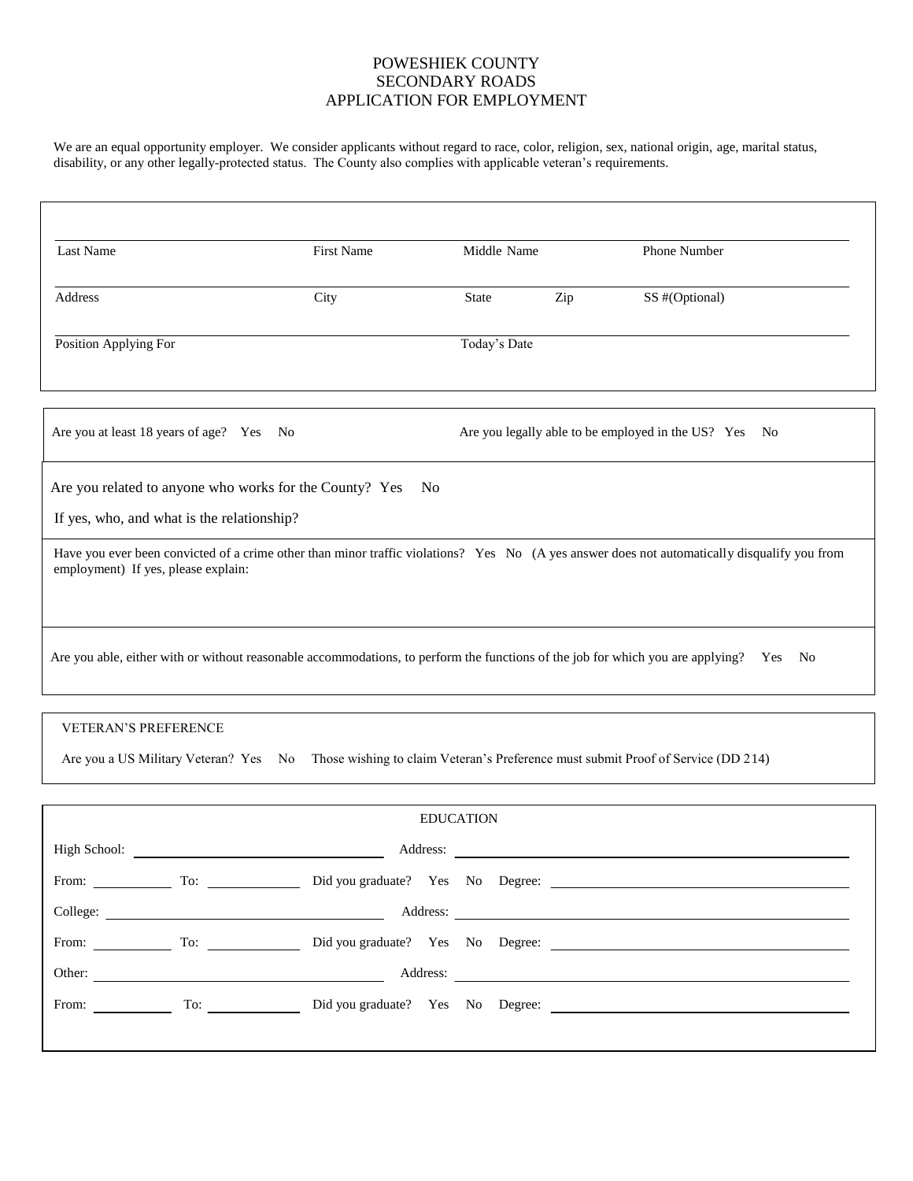# POWESHIEK COUNTY
# SECONDARY ROADS
# APPLICATION FOR EMPLOYMENT

We are an equal opportunity employer. We consider applicants without regard to race, color, religion, sex, national origin, age, marital status, disability, or any other legally-protected status. The County also complies with applicable veteran's requirements.

| Last Name | First Name | Middle Name | | Phone Number |
|---|---|---|---|---|
| Address | City | State | Zip | SS #(Optional) |
| Position Applying For | | Today's Date | | |

Are you at least 18 years of age? Yes No

Are you legally able to be employed in the US? Yes No

Are you related to anyone who works for the County? Yes No

If yes, who, and what is the relationship?

Have you ever been convicted of a crime other than minor traffic violations? Yes No (A yes answer does not automatically disqualify you from employment) If yes, please explain:

Are you able, either with or without reasonable accommodations, to perform the functions of the job for which you are applying? Yes No

## VETERAN'S PREFERENCE

Are you a US Military Veteran? Yes No Those wishing to claim Veteran's Preference must submit Proof of Service (DD 214)

## EDUCATION

High School: ____________________ Address: ____________________

From: ________ To: ________ Did you graduate? Yes No Degree: ____________________

College: ____________________ Address: ____________________

From: ________ To: ________ Did you graduate? Yes No Degree: ____________________

Other: ____________________ Address: ____________________

From: ________ To: ________ Did you graduate? Yes No Degree: ____________________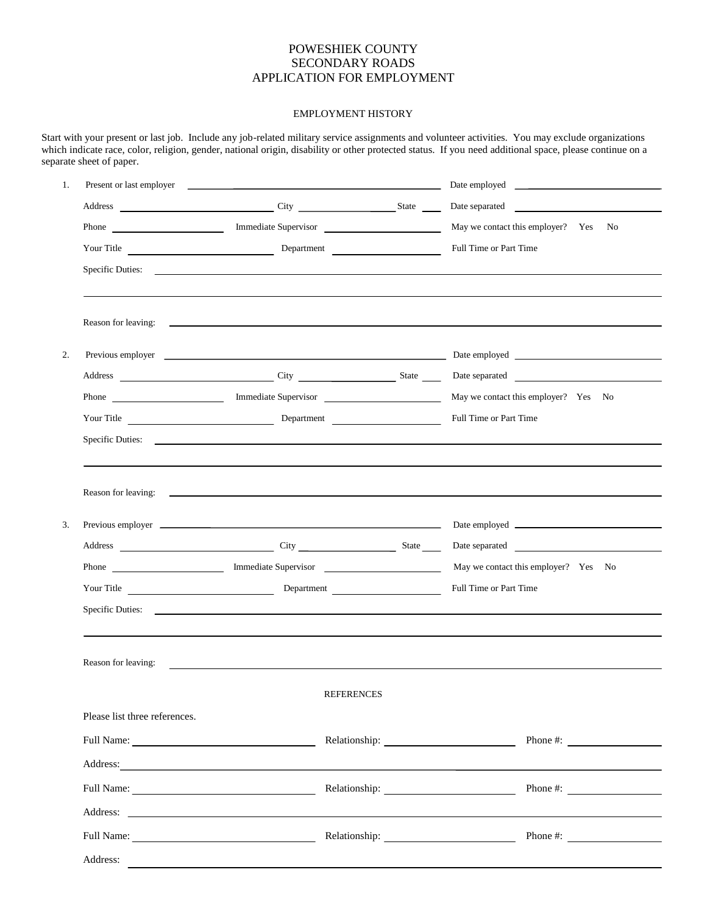# POWESHIEK COUNTY
# SECONDARY ROADS
# APPLICATION FOR EMPLOYMENT

## EMPLOYMENT HISTORY

Start with your present or last job. Include any job-related military service assignments and volunteer activities. You may exclude organizations which indicate race, color, religion, gender, national origin, disability or other protected status. If you need additional space, please continue on a separate sheet of paper.

1. Present or last employer \_\_\_\_\_\_\_\_\_\_\_\_\_\_\_\_\_\_\_\_\_\_\_\_\_\_\_\_ Date employed \_\_\_\_\_\_\_\_\_\_\_\_\_\_\_\_\_\_\_\_

   Address \_\_\_\_\_\_\_\_\_\_\_\_\_\_\_\_\_\_\_\_ City \_\_\_\_\_\_\_\_\_\_\_\_\_\_ State \_\_\_\_ Date separated \_\_\_\_\_\_\_\_\_\_\_\_\_\_\_\_\_\_\_\_

   Phone \_\_\_\_\_\_\_\_\_\_\_\_\_\_\_\_ Immediate Supervisor \_\_\_\_\_\_\_\_\_\_\_\_\_\_\_\_ May we contact this employer? Yes No

   Your Title \_\_\_\_\_\_\_\_\_\_\_\_\_\_\_\_\_\_\_\_ Department \_\_\_\_\_\_\_\_\_\_\_\_\_\_\_\_ Full Time or Part Time

   Specific Duties: \_\_\_\_\_\_\_\_\_\_\_\_\_\_\_\_\_\_\_\_\_\_\_\_\_\_\_\_\_\_\_\_\_\_\_\_\_\_\_\_\_\_\_\_\_\_\_\_\_\_\_\_\_\_\_\_\_\_\_\_

   \_\_\_\_\_\_\_\_\_\_\_\_\_\_\_\_\_\_\_\_\_\_\_\_\_\_\_\_\_\_\_\_\_\_\_\_\_\_\_\_\_\_\_\_\_\_\_\_\_\_\_\_\_\_\_\_\_\_\_\_\_\_\_\_\_\_\_\_\_\_\_\_\_\_

   Reason for leaving: \_\_\_\_\_\_\_\_\_\_\_\_\_\_\_\_\_\_\_\_\_\_\_\_\_\_\_\_\_\_\_\_\_\_\_\_\_\_\_\_\_\_\_\_\_\_\_\_\_\_\_\_\_\_\_\_\_\_

2. Previous employer \_\_\_\_\_\_\_\_\_\_\_\_\_\_\_\_\_\_\_\_\_\_\_\_\_\_\_\_\_\_\_\_ Date employed \_\_\_\_\_\_\_\_\_\_\_\_\_\_\_\_\_\_\_\_

   Address \_\_\_\_\_\_\_\_\_\_\_\_\_\_\_\_\_\_\_\_ City \_\_\_\_\_\_\_\_\_\_\_\_\_\_ State \_\_\_\_ Date separated \_\_\_\_\_\_\_\_\_\_\_\_\_\_\_\_\_\_\_\_

   Phone \_\_\_\_\_\_\_\_\_\_\_\_\_\_\_\_ Immediate Supervisor \_\_\_\_\_\_\_\_\_\_\_\_\_\_\_\_ May we contact this employer? Yes No

   Your Title \_\_\_\_\_\_\_\_\_\_\_\_\_\_\_\_\_\_\_\_ Department \_\_\_\_\_\_\_\_\_\_\_\_\_\_\_\_ Full Time or Part Time

   Specific Duties: \_\_\_\_\_\_\_\_\_\_\_\_\_\_\_\_\_\_\_\_\_\_\_\_\_\_\_\_\_\_\_\_\_\_\_\_\_\_\_\_\_\_\_\_\_\_\_\_\_\_\_\_\_\_\_\_\_\_\_\_

   \_\_\_\_\_\_\_\_\_\_\_\_\_\_\_\_\_\_\_\_\_\_\_\_\_\_\_\_\_\_\_\_\_\_\_\_\_\_\_\_\_\_\_\_\_\_\_\_\_\_\_\_\_\_\_\_\_\_\_\_\_\_\_\_\_\_\_\_\_\_\_\_\_\_

   Reason for leaving: \_\_\_\_\_\_\_\_\_\_\_\_\_\_\_\_\_\_\_\_\_\_\_\_\_\_\_\_\_\_\_\_\_\_\_\_\_\_\_\_\_\_\_\_\_\_\_\_\_\_\_\_\_\_\_\_\_\_

3. Previous employer \_\_\_\_\_\_\_\_\_\_\_\_\_\_\_\_\_\_\_\_\_\_\_\_\_\_\_\_\_\_\_\_ Date employed \_\_\_\_\_\_\_\_\_\_\_\_\_\_\_\_\_\_\_\_

   Address \_\_\_\_\_\_\_\_\_\_\_\_\_\_\_\_\_\_\_\_ City \_\_\_\_\_\_\_\_\_\_\_\_\_\_ State \_\_\_\_ Date separated \_\_\_\_\_\_\_\_\_\_\_\_\_\_\_\_\_\_\_\_

   Phone \_\_\_\_\_\_\_\_\_\_\_\_\_\_\_\_ Immediate Supervisor \_\_\_\_\_\_\_\_\_\_\_\_\_\_\_\_ May we contact this employer? Yes No

   Your Title \_\_\_\_\_\_\_\_\_\_\_\_\_\_\_\_\_\_\_\_ Department \_\_\_\_\_\_\_\_\_\_\_\_\_\_\_\_ Full Time or Part Time

   Specific Duties: \_\_\_\_\_\_\_\_\_\_\_\_\_\_\_\_\_\_\_\_\_\_\_\_\_\_\_\_\_\_\_\_\_\_\_\_\_\_\_\_\_\_\_\_\_\_\_\_\_\_\_\_\_\_\_\_\_\_\_\_

   \_\_\_\_\_\_\_\_\_\_\_\_\_\_\_\_\_\_\_\_\_\_\_\_\_\_\_\_\_\_\_\_\_\_\_\_\_\_\_\_\_\_\_\_\_\_\_\_\_\_\_\_\_\_\_\_\_\_\_\_\_\_\_\_\_\_\_\_\_\_\_\_\_\_

   Reason for leaving: \_\_\_\_\_\_\_\_\_\_\_\_\_\_\_\_\_\_\_\_\_\_\_\_\_\_\_\_\_\_\_\_\_\_\_\_\_\_\_\_\_\_\_\_\_\_\_\_\_\_\_\_\_\_\_\_\_\_

## REFERENCES

Please list three references.

Full Name: \_\_\_\_\_\_\_\_\_\_\_\_\_\_\_\_\_\_\_\_\_\_\_\_ Relationship: \_\_\_\_\_\_\_\_\_\_\_\_\_\_\_\_\_\_\_\_ Phone #: \_\_\_\_\_\_\_\_\_\_\_\_\_\_\_\_

Address: \_\_\_\_\_\_\_\_\_\_\_\_\_\_\_\_\_\_\_\_\_\_\_\_\_\_\_\_\_\_\_\_\_\_\_\_\_\_\_\_\_\_\_\_\_\_\_\_\_\_\_\_\_\_\_\_\_\_\_\_\_\_\_\_\_\_\_\_

Full Name: \_\_\_\_\_\_\_\_\_\_\_\_\_\_\_\_\_\_\_\_\_\_\_\_ Relationship: \_\_\_\_\_\_\_\_\_\_\_\_\_\_\_\_\_\_\_\_ Phone #: \_\_\_\_\_\_\_\_\_\_\_\_\_\_\_\_

Address: \_\_\_\_\_\_\_\_\_\_\_\_\_\_\_\_\_\_\_\_\_\_\_\_\_\_\_\_\_\_\_\_\_\_\_\_\_\_\_\_\_\_\_\_\_\_\_\_\_\_\_\_\_\_\_\_\_\_\_\_\_\_\_\_\_\_\_\_

Full Name: \_\_\_\_\_\_\_\_\_\_\_\_\_\_\_\_\_\_\_\_\_\_\_\_ Relationship: \_\_\_\_\_\_\_\_\_\_\_\_\_\_\_\_\_\_\_\_ Phone #: \_\_\_\_\_\_\_\_\_\_\_\_\_\_\_\_

Address: \_\_\_\_\_\_\_\_\_\_\_\_\_\_\_\_\_\_\_\_\_\_\_\_\_\_\_\_\_\_\_\_\_\_\_\_\_\_\_\_\_\_\_\_\_\_\_\_\_\_\_\_\_\_\_\_\_\_\_\_\_\_\_\_\_\_\_\_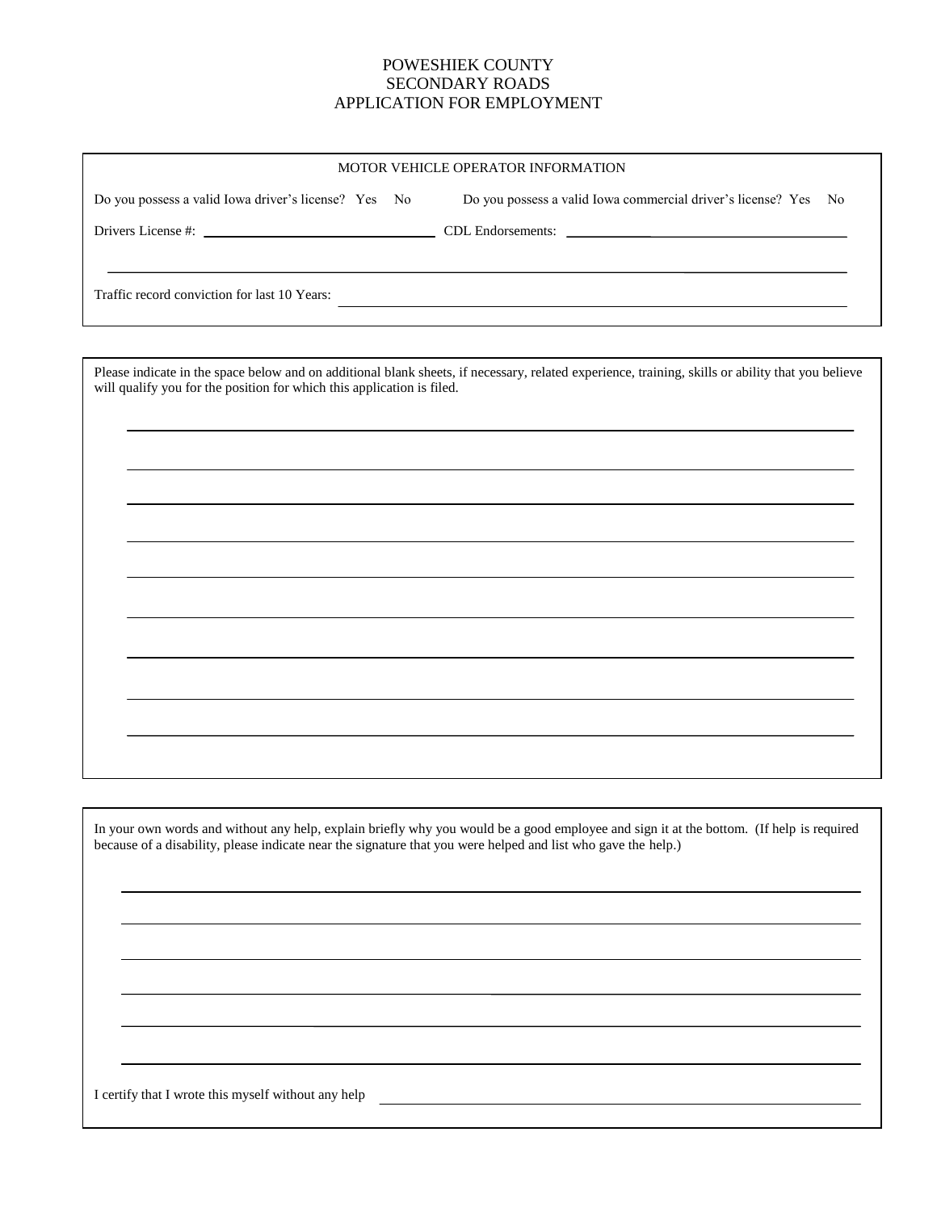# POWESHIEK COUNTY
# SECONDARY ROADS
# APPLICATION FOR EMPLOYMENT

## MOTOR VEHICLE OPERATOR INFORMATION

Do you possess a valid Iowa driver's license? Yes No

Do you possess a valid Iowa commercial driver's license? Yes No

Drivers License #: ______________________________ CDL Endorsements: ______________________________

______________________________________________________________________________

Traffic record conviction for last 10 Years: ______________________________________________________________________________

---

Please indicate in the space below and on additional blank sheets, if necessary, related experience, training, skills or ability that you believe will qualify you for the position for which this application is filed.

______________________________________________________________________________

______________________________________________________________________________

______________________________________________________________________________

______________________________________________________________________________

______________________________________________________________________________

______________________________________________________________________________

______________________________________________________________________________

______________________________________________________________________________

______________________________________________________________________________

---

In your own words and without any help, explain briefly why you would be a good employee and sign it at the bottom. (If help is required because of a disability, please indicate near the signature that you were helped and list who gave the help.)

______________________________________________________________________________

______________________________________________________________________________

______________________________________________________________________________

______________________________________________________________________________

______________________________________________________________________________

______________________________________________________________________________

I certify that I wrote this myself without any help ______________________________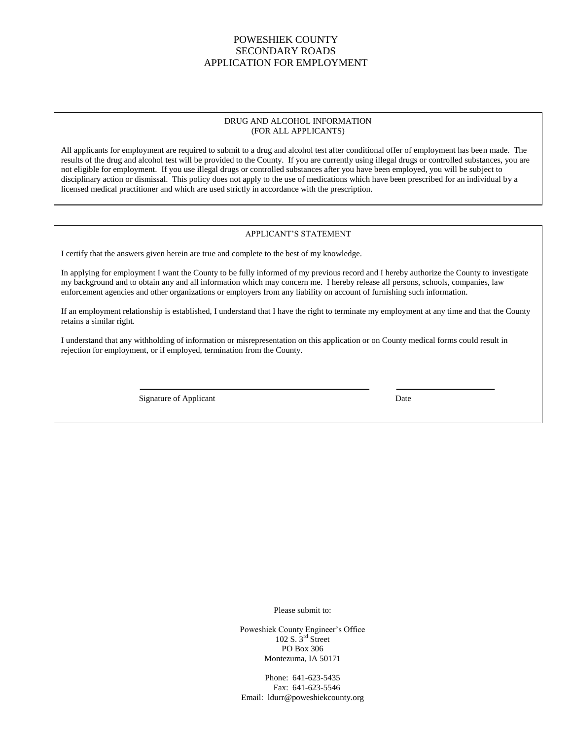# POWESHIEK COUNTY
# SECONDARY ROADS
# APPLICATION FOR EMPLOYMENT

## DRUG AND ALCOHOL INFORMATION
## (FOR ALL APPLICANTS)

All applicants for employment are required to submit to a drug and alcohol test after conditional offer of employment has been made. The results of the drug and alcohol test will be provided to the County. If you are currently using illegal drugs or controlled substances, you are not eligible for employment. If you use illegal drugs or controlled substances after you have been employed, you will be subject to disciplinary action or dismissal. This policy does not apply to the use of medications which have been prescribed for an individual by a licensed medical practitioner and which are used strictly in accordance with the prescription.

## APPLICANT'S STATEMENT

I certify that the answers given herein are true and complete to the best of my knowledge.

In applying for employment I want the County to be fully informed of my previous record and I hereby authorize the County to investigate my background and to obtain any and all information which may concern me. I hereby release all persons, schools, companies, law enforcement agencies and other organizations or employers from any liability on account of furnishing such information.

If an employment relationship is established, I understand that I have the right to terminate my employment at any time and that the County retains a similar right.

I understand that any withholding of information or misrepresentation on this application or on County medical forms could result in rejection for employment, or if employed, termination from the County.

\_\_\_\_\_\_\_\_\_\_\_\_\_\_\_\_\_\_\_\_\_\_\_\_\_\_\_\_\_\_\_\_\_\_\_\_\_\_\_\_ \_\_\_\_\_\_\_\_\_\_\_\_\_\_\_\_\_\_\_\_

Signature of Applicant Date

Please submit to:

Poweshiek County Engineer's Office
102 S. 3rd Street
PO Box 306
Montezuma, IA 50171

Phone: 641-623-5435
Fax: 641-623-5546
Email: ldurr@poweshiekcounty.org